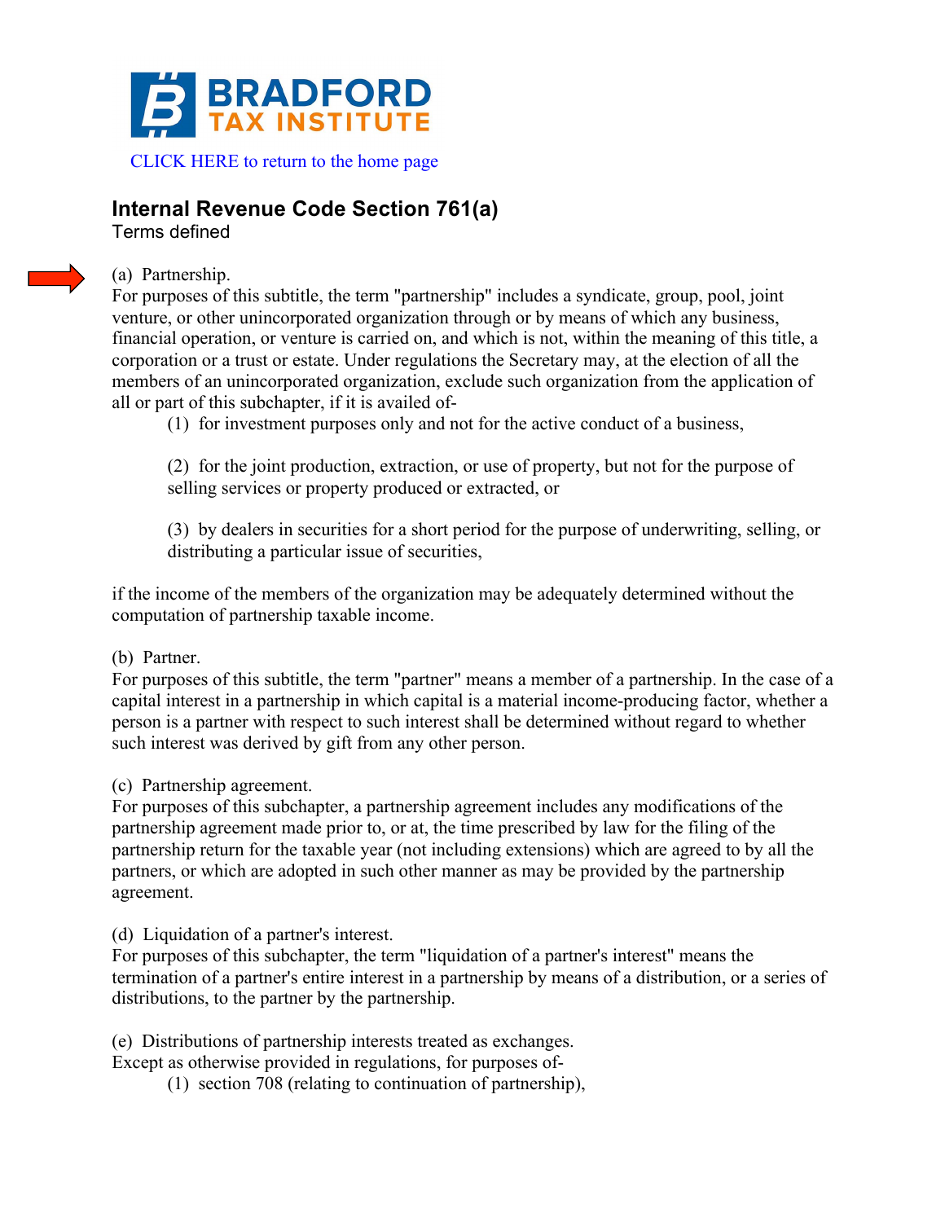BRADFORD TAX INSTITUTE

CLICK HERE to return to the home page

## Internal Revenue Code Section 761(a)

Terms defined

(a) Partnership.

For purposes of this subtitle, the term "partnership" includes a syndicate, group, pool, joint venture, or other unincorporated organization through or by means of which any business, financial operation, or venture is carried on, and which is not, within the meaning of this title, a corporation or a trust or estate. Under regulations the Secretary may, at the election of all the members of an unincorporated organization, exclude such organization from the application of all or part of this subchapter, if it is availed of-

> (1) for investment purposes only and not for the active conduct of a business,
>
> (2) for the joint production, extraction, or use of property, but not for the purpose of selling services or property produced or extracted, or
>
> (3) by dealers in securities for a short period for the purpose of underwriting, selling, or distributing a particular issue of securities,

if the income of the members of the organization may be adequately determined without the computation of partnership taxable income.

(b) Partner.

For purposes of this subtitle, the term "partner" means a member of a partnership. In the case of a capital interest in a partnership in which capital is a material income-producing factor, whether a person is a partner with respect to such interest shall be determined without regard to whether such interest was derived by gift from any other person.

(c) Partnership agreement.

For purposes of this subchapter, a partnership agreement includes any modifications of the partnership agreement made prior to, or at, the time prescribed by law for the filing of the partnership return for the taxable year (not including extensions) which are agreed to by all the partners, or which are adopted in such other manner as may be provided by the partnership agreement.

(d) Liquidation of a partner's interest.

For purposes of this subchapter, the term "liquidation of a partner's interest" means the termination of a partner's entire interest in a partnership by means of a distribution, or a series of distributions, to the partner by the partnership.

(e) Distributions of partnership interests treated as exchanges.

Except as otherwise provided in regulations, for purposes of-

> (1) section 708 (relating to continuation of partnership),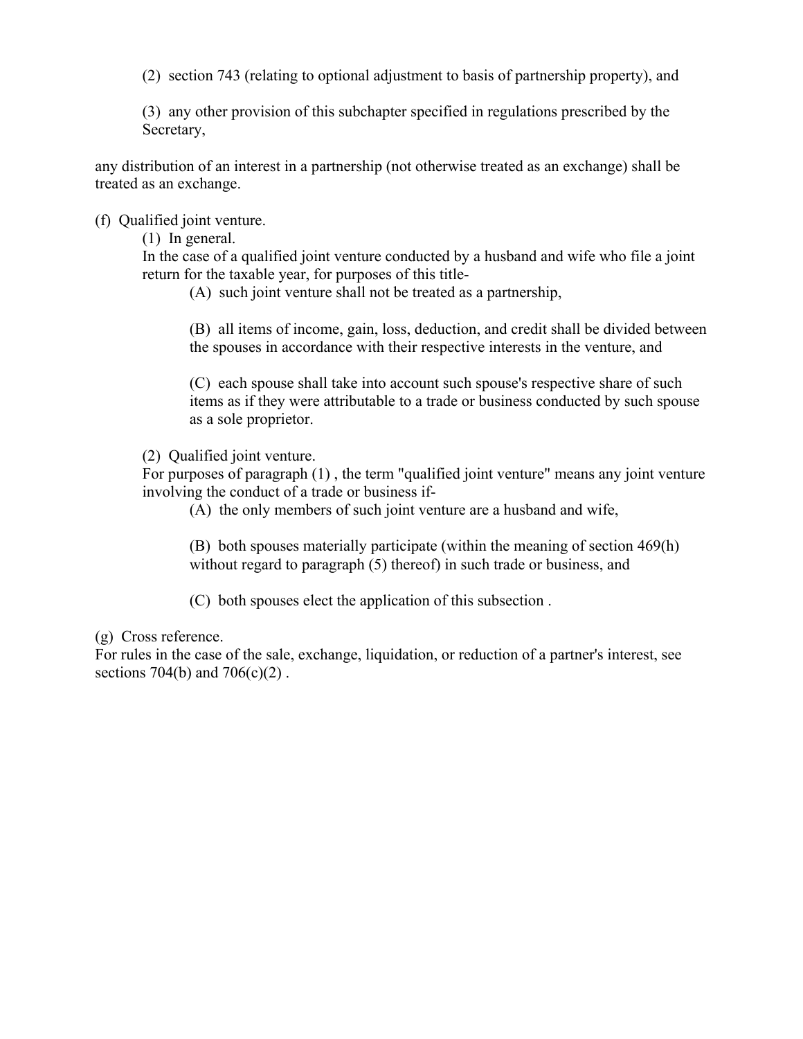(2) section 743 (relating to optional adjustment to basis of partnership property), and

(3) any other provision of this subchapter specified in regulations prescribed by the Secretary,

any distribution of an interest in a partnership (not otherwise treated as an exchange) shall be treated as an exchange.

(f) Qualified joint venture.

(1) In general.

In the case of a qualified joint venture conducted by a husband and wife who file a joint return for the taxable year, for purposes of this title-

(A) such joint venture shall not be treated as a partnership,

(B) all items of income, gain, loss, deduction, and credit shall be divided between the spouses in accordance with their respective interests in the venture, and

(C) each spouse shall take into account such spouse's respective share of such items as if they were attributable to a trade or business conducted by such spouse as a sole proprietor.

(2) Qualified joint venture.

For purposes of paragraph (1) , the term "qualified joint venture" means any joint venture involving the conduct of a trade or business if-

(A) the only members of such joint venture are a husband and wife,

(B) both spouses materially participate (within the meaning of section 469(h) without regard to paragraph (5) thereof) in such trade or business, and

(C) both spouses elect the application of this subsection .

(g) Cross reference.

For rules in the case of the sale, exchange, liquidation, or reduction of a partner's interest, see sections 704(b) and 706(c)(2) .